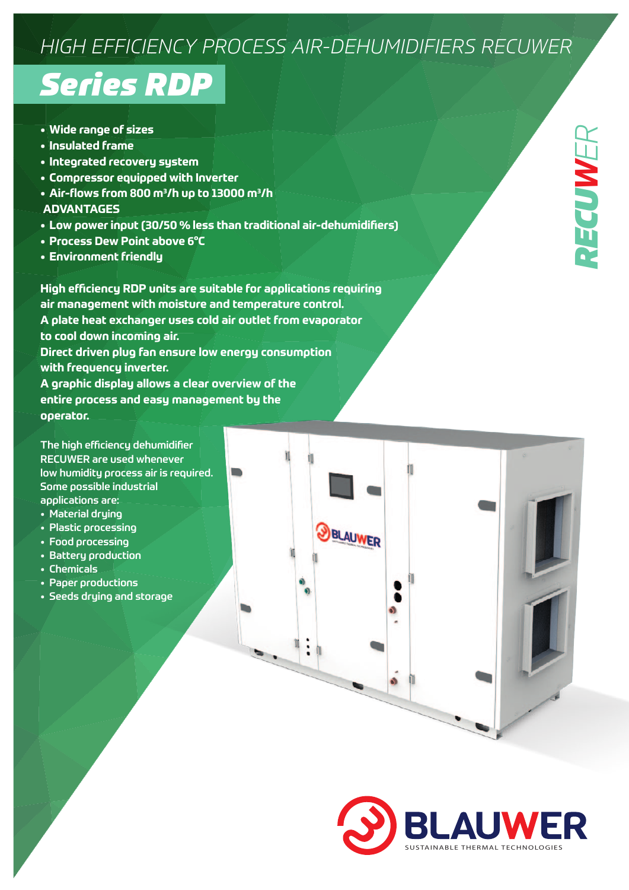# HIGH EFFICIENCY PROCESS AIR-DEHUMIDIFIERS RECUWER

## Series RDP

- Wide range of sizes
- Insulated frame
- Integrated recovery system
- Compressor equipped with Inverter
- Air-flows from 800 m³/h up to 13000 m³/h

**ADVANTAGES**

- Low power input (30/50 % less than traditional air-dehumidifiers)
- Process Dew Point above 6°C
- Environment friendly

**High efficiency RDP units are suitable for applications requiring air management with moisture and temperature control. A plate heat exchanger uses cold air outlet from evaporator to cool down incoming air. Direct driven plug fan ensure low energy consumption with frequency inverter. A graphic display allows a clear overview of the entire process and easy management by the operator.**

The high efficiency dehumidifier RECUWER are used whenever low humidity process air is required. Some possible industrial applications are:

- Material drying
- Plastic processing
- Food processing
- Battery production
- Chemicals
- Paper productions
- Seeds drying and storage

RECUWER

BLAUWER
SUSTAINABLE THERMAL TECHNOLOGIES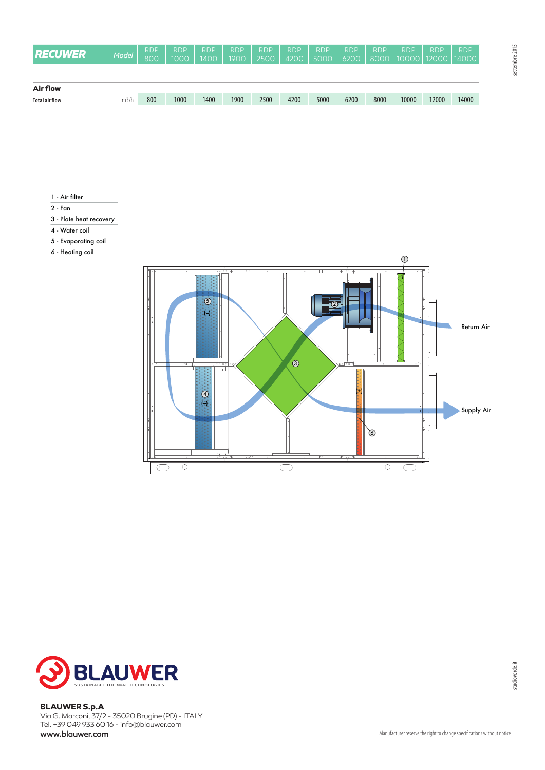| RECUWER | Model | RDP 800 | RDP 1000 | RDP 1400 | RDP 1900 | RDP 2500 | RDP 4200 | RDP 5000 | RDP 6200 | RDP 8000 | RDP 10000 | RDP 12000 | RDP 14000 |
|---|---|---|---|---|---|---|---|---|---|---|---|---|---|
| **Air flow** | | | | | | | | | | | | | |
| Total air flow | m3/h | 800 | 1000 | 1400 | 1900 | 2500 | 4200 | 5000 | 6200 | 8000 | 10000 | 12000 | 14000 |

1 - Air filter
2 - Fan
3 - Plate heat recovery
4 - Water coil
5 - Evaporating coil
6 - Heating coil

1
2
3
4 (-)
5 (-)
(+)
6
Return Air
Supply Air

BLAUWER
SUSTAINABLE THERMAL TECHNOLOGIES

**BLAUWER S.p.A**
Via G. Marconi, 37/2 - 35020 Brugine (PD) - ITALY
Tel. +39 049 933 60 16 - info@blauwer.com
**www.blauwer.com**

settembre 2015

studioverde.it

Manufacturer reserve the right to change specifications without notice.